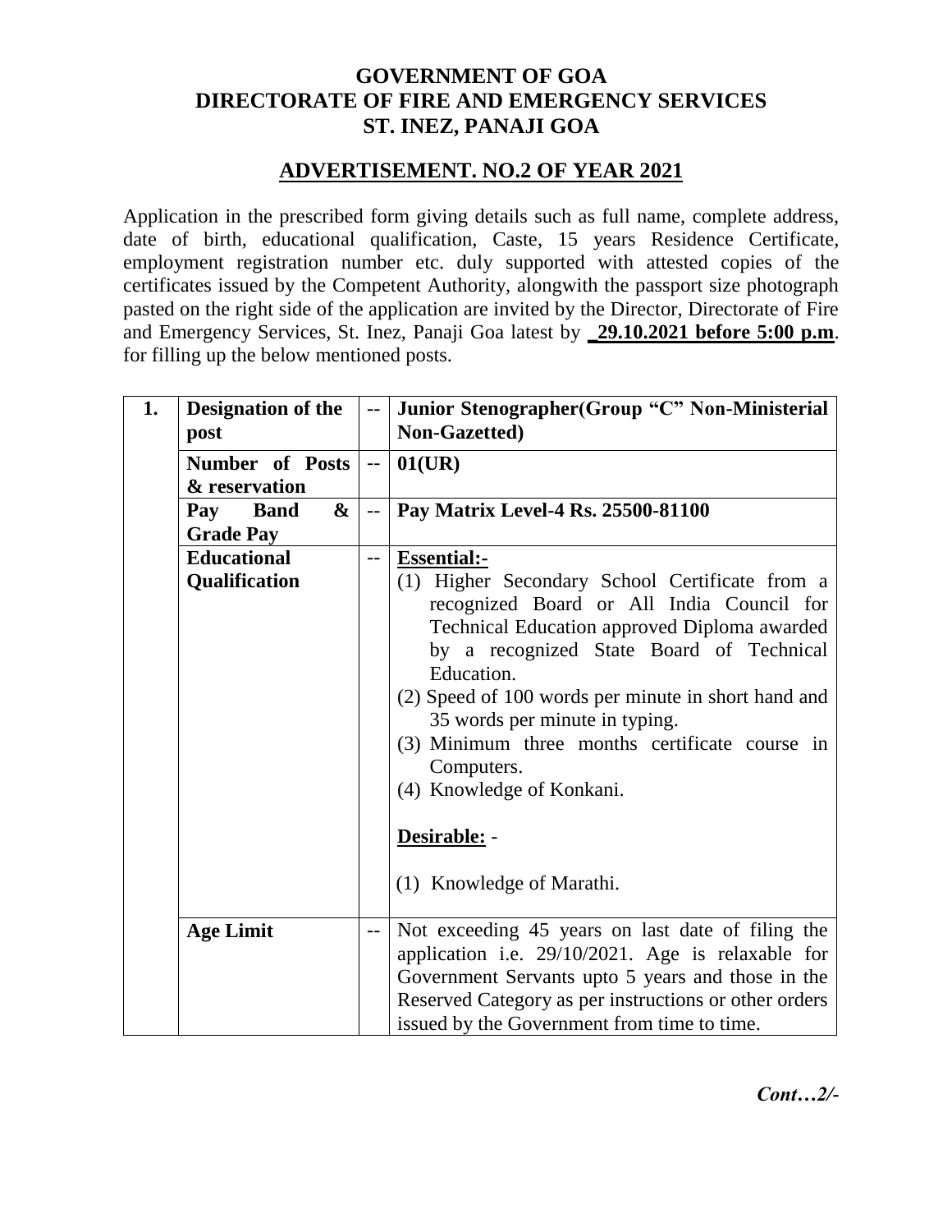# GOVERNMENT OF GOA
# DIRECTORATE OF FIRE AND EMERGENCY SERVICES
# ST. INEZ, PANAJI GOA

## ADVERTISEMENT. NO.2 OF YEAR 2021

Application in the prescribed form giving details such as full name, complete address, date of birth, educational qualification, Caste, 15 years Residence Certificate, employment registration number etc. duly supported with attested copies of the certificates issued by the Competent Authority, alongwith the passport size photograph pasted on the right side of the application are invited by the Director, Directorate of Fire and Emergency Services, St. Inez, Panaji Goa latest by **29.10.2021 before 5:00 p.m**. for filling up the below mentioned posts.

| 1. | **Designation of the post** | -- | **Junior Stenographer(Group "C" Non-Ministerial Non-Gazetted)** |
|---|---|---|---|
| | **Number of Posts & reservation** | -- | **01(UR)** |
| | **Pay Band & Grade Pay** | -- | **Pay Matrix Level-4 Rs. 25500-81100** |
| | **Educational Qualification** | -- | **Essential:-**<br>(1) Higher Secondary School Certificate from a recognized Board or All India Council for Technical Education approved Diploma awarded by a recognized State Board of Technical Education.<br>(2) Speed of 100 words per minute in short hand and 35 words per minute in typing.<br>(3) Minimum three months certificate course in Computers.<br>(4) Knowledge of Konkani.<br><br>**Desirable:** -<br><br>(1) Knowledge of Marathi. |
| | **Age Limit** | -- | Not exceeding 45 years on last date of filing the application i.e. 29/10/2021. Age is relaxable for Government Servants upto 5 years and those in the Reserved Category as per instructions or other orders issued by the Government from time to time. |

*Cont…2/-*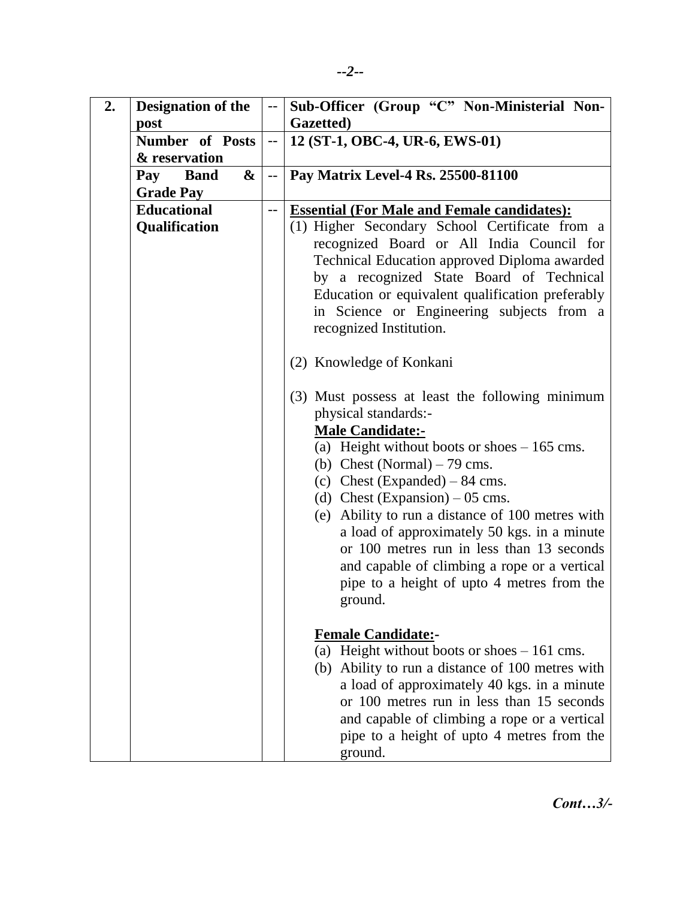| 2. | **Designation of the post** | -- | **Sub-Officer (Group "C" Non-Ministerial Non-Gazetted)** |
|---|---|---|---|
| | **Number of Posts & reservation** | -- | **12 (ST-1, OBC-4, UR-6, EWS-01)** |
| | **Pay Band & Grade Pay** | -- | **Pay Matrix Level-4 Rs. 25500-81100** |
| | **Educational Qualification** | -- | **<u>Essential (For Male and Female candidates):</u>**<br>(1) Higher Secondary School Certificate from a recognized Board or All India Council for Technical Education approved Diploma awarded by a recognized State Board of Technical Education or equivalent qualification preferably in Science or Engineering subjects from a recognized Institution.<br><br>(2) Knowledge of Konkani<br><br>(3) Must possess at least the following minimum physical standards:-<br>**<u>Male Candidate:-</u>**<br>(a) Height without boots or shoes – 165 cms.<br>(b) Chest (Normal) – 79 cms.<br>(c) Chest (Expanded) – 84 cms.<br>(d) Chest (Expansion) – 05 cms.<br>(e) Ability to run a distance of 100 metres with a load of approximately 50 kgs. in a minute or 100 metres run in less than 13 seconds and capable of climbing a rope or a vertical pipe to a height of upto 4 metres from the ground.<br><br>**<u>Female Candidate:</u>-**<br>(a) Height without boots or shoes – 161 cms.<br>(b) Ability to run a distance of 100 metres with a load of approximately 40 kgs. in a minute or 100 metres run in less than 15 seconds and capable of climbing a rope or a vertical pipe to a height of upto 4 metres from the ground. |

*Cont…3/-*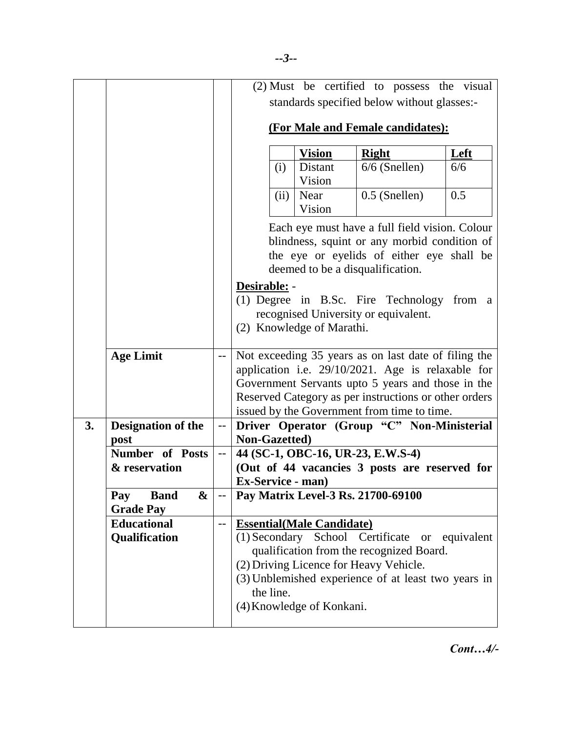| | | | |
|---|---|---|---|
| | | | (2) Must be certified to possess the visual standards specified below without glasses:-<br><br>**(For Male and Female candidates):**<br><br>(i) Distant Vision — Right: 6/6 (Snellen); Left: 6/6<br>(ii) Near Vision — Right: 0.5 (Snellen); Left: 0.5<br><br>Each eye must have a full field vision. Colour blindness, squint or any morbid condition of the eye or eyelids of either eye shall be deemed to be a disqualification.<br><br>**Desirable:** -<br>(1) Degree in B.Sc. Fire Technology from a recognised University or equivalent.<br>(2) Knowledge of Marathi. |
| | **Age Limit** | -- | Not exceeding 35 years as on last date of filing the application i.e. 29/10/2021. Age is relaxable for Government Servants upto 5 years and those in the Reserved Category as per instructions or other orders issued by the Government from time to time. |
| **3.** | **Designation of the post** | -- | **Driver Operator (Group "C" Non-Ministerial Non-Gazetted)** |
| | **Number of Posts & reservation** | -- | **44 (SC-1, OBC-16, UR-23, E.W.S-4)**<br>**(Out of 44 vacancies 3 posts are reserved for Ex-Service - man)** |
| | **Pay Band & Grade Pay** | -- | **Pay Matrix Level-3 Rs. 21700-69100** |
| | **Educational Qualification** | -- | **Essential(Male Candidate)**<br>(1) Secondary School Certificate or equivalent qualification from the recognized Board.<br>(2) Driving Licence for Heavy Vehicle.<br>(3) Unblemished experience of at least two years in the line.<br>(4) Knowledge of Konkani. |

| | Vision | Right | Left |
|---|---|---|---|
| (i) | Distant Vision | 6/6 (Snellen) | 6/6 |
| (ii) | Near Vision | 0.5 (Snellen) | 0.5 |

*Cont…4/-*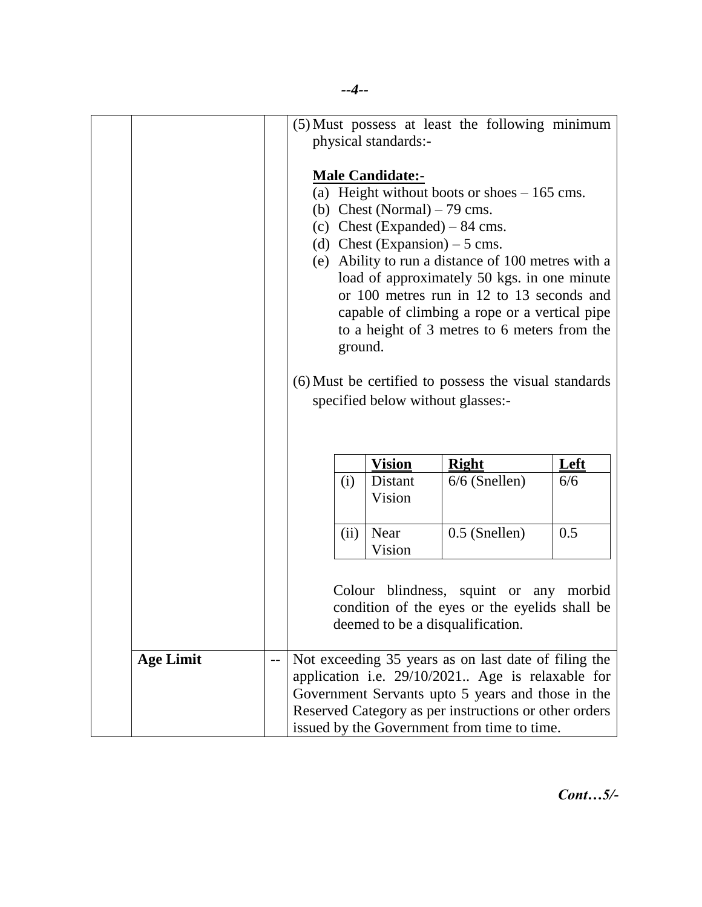| | | |
|---|---|---|
| | | (5) Must possess at least the following minimum physical standards:-<br><br>**Male Candidate:-**<br>(a) Height without boots or shoes – 165 cms.<br>(b) Chest (Normal) – 79 cms.<br>(c) Chest (Expanded) – 84 cms.<br>(d) Chest (Expansion) – 5 cms.<br>(e) Ability to run a distance of 100 metres with a load of approximately 50 kgs. in one minute or 100 metres run in 12 to 13 seconds and capable of climbing a rope or a vertical pipe to a height of 3 metres to 6 meters from the ground.<br><br>(6) Must be certified to possess the visual standards specified below without glasses:-<br><br>(i) Distant Vision – Right: 6/6 (Snellen), Left: 6/6<br>(ii) Near Vision – Right: 0.5 (Snellen), Left: 0.5<br><br>Colour blindness, squint or any morbid condition of the eyes or the eyelids shall be deemed to be a disqualification. |
| **Age Limit** | -- | Not exceeding 35 years as on last date of filing the application i.e. 29/10/2021.. Age is relaxable for Government Servants upto 5 years and those in the Reserved Category as per instructions or other orders issued by the Government from time to time. |

| | **Vision** | **Right** | **Left** |
|---|---|---|---|
| (i) | Distant Vision | 6/6 (Snellen) | 6/6 |
| (ii) | Near Vision | 0.5 (Snellen) | 0.5 |

***Cont…5/-***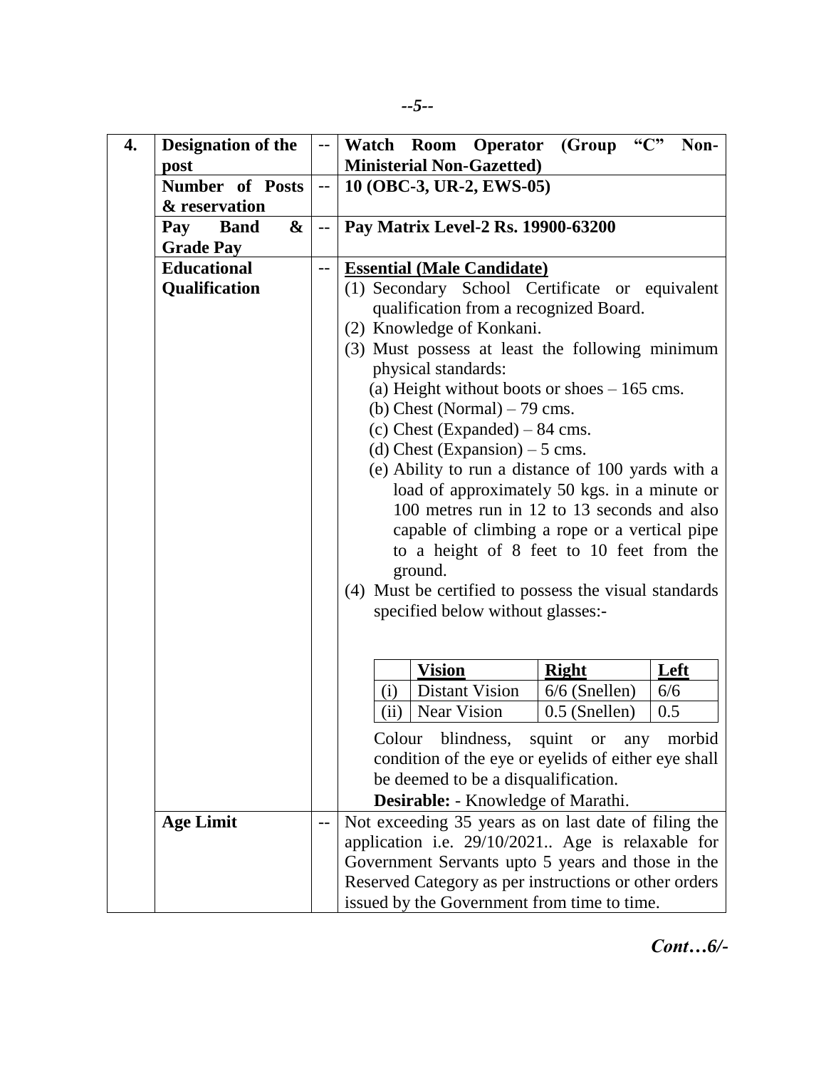| 4. | Designation of the post | -- | **Watch Room Operator (Group "C" Non-Ministerial Non-Gazetted)** |
|---|---|---|---|
| | **Number of Posts & reservation** | -- | **10 (OBC-3, UR-2, EWS-05)** |
| | **Pay Band & Grade Pay** | -- | **Pay Matrix Level-2 Rs. 19900-63200** |
| | **Educational Qualification** | -- | **<u>Essential (Male Candidate)</u>**<br>(1) Secondary School Certificate or equivalent qualification from a recognized Board.<br>(2) Knowledge of Konkani.<br>(3) Must possess at least the following minimum physical standards:<br>(a) Height without boots or shoes – 165 cms.<br>(b) Chest (Normal) – 79 cms.<br>(c) Chest (Expanded) – 84 cms.<br>(d) Chest (Expansion) – 5 cms.<br>(e) Ability to run a distance of 100 yards with a load of approximately 50 kgs. in a minute or 100 metres run in 12 to 13 seconds and also capable of climbing a rope or a vertical pipe to a height of 8 feet to 10 feet from the ground.<br>(4) Must be certified to possess the visual standards specified below without glasses:-<br><br>\| \| **Vision** \| **Right** \| **Left** \|<br>\| (i) \| Distant Vision \| 6/6 (Snellen) \| 6/6 \|<br>\| (ii) \| Near Vision \| 0.5 (Snellen) \| 0.5 \|<br><br>Colour blindness, squint or any morbid condition of the eye or eyelids of either eye shall be deemed to be a disqualification.<br>**Desirable:** - Knowledge of Marathi. |
| | **Age Limit** | -- | Not exceeding 35 years as on last date of filing the application i.e. 29/10/2021.. Age is relaxable for Government Servants upto 5 years and those in the Reserved Category as per instructions or other orders issued by the Government from time to time. |

*Cont…6/-*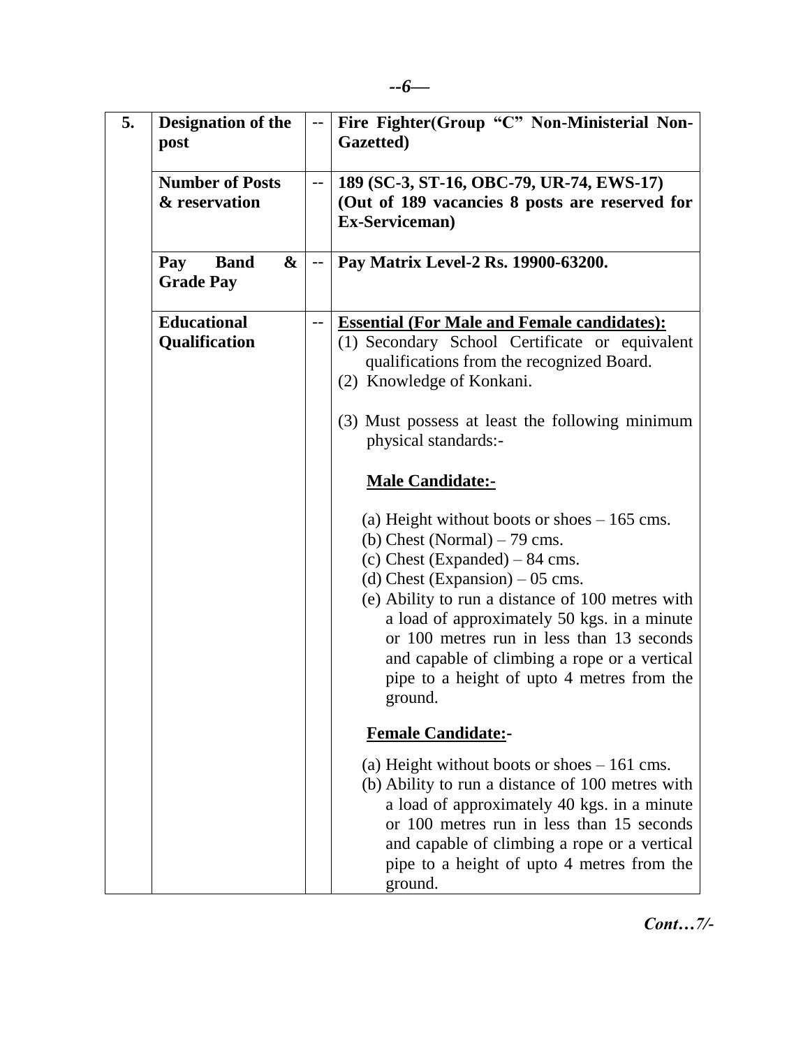| 5. | Designation of the post | -- | **Fire Fighter(Group "C" Non-Ministerial Non-Gazetted)** |
|---|---|---|---|
| | **Number of Posts & reservation** | -- | **189 (SC-3, ST-16, OBC-79, UR-74, EWS-17) (Out of 189 vacancies 8 posts are reserved for Ex-Serviceman)** |
| | **Pay Band & Grade Pay** | -- | **Pay Matrix Level-2 Rs. 19900-63200.** |
| | **Educational Qualification** | -- | **Essential (For Male and Female candidates):**<br>(1) Secondary School Certificate or equivalent qualifications from the recognized Board.<br>(2) Knowledge of Konkani.<br><br>(3) Must possess at least the following minimum physical standards:-<br><br>**Male Candidate:-**<br><br>(a) Height without boots or shoes – 165 cms.<br>(b) Chest (Normal) – 79 cms.<br>(c) Chest (Expanded) – 84 cms.<br>(d) Chest (Expansion) – 05 cms.<br>(e) Ability to run a distance of 100 metres with a load of approximately 50 kgs. in a minute or 100 metres run in less than 13 seconds and capable of climbing a rope or a vertical pipe to a height of upto 4 metres from the ground.<br><br>**Female Candidate:-**<br><br>(a) Height without boots or shoes – 161 cms.<br>(b) Ability to run a distance of 100 metres with a load of approximately 40 kgs. in a minute or 100 metres run in less than 15 seconds and capable of climbing a rope or a vertical pipe to a height of upto 4 metres from the ground. |

*Cont…7/-*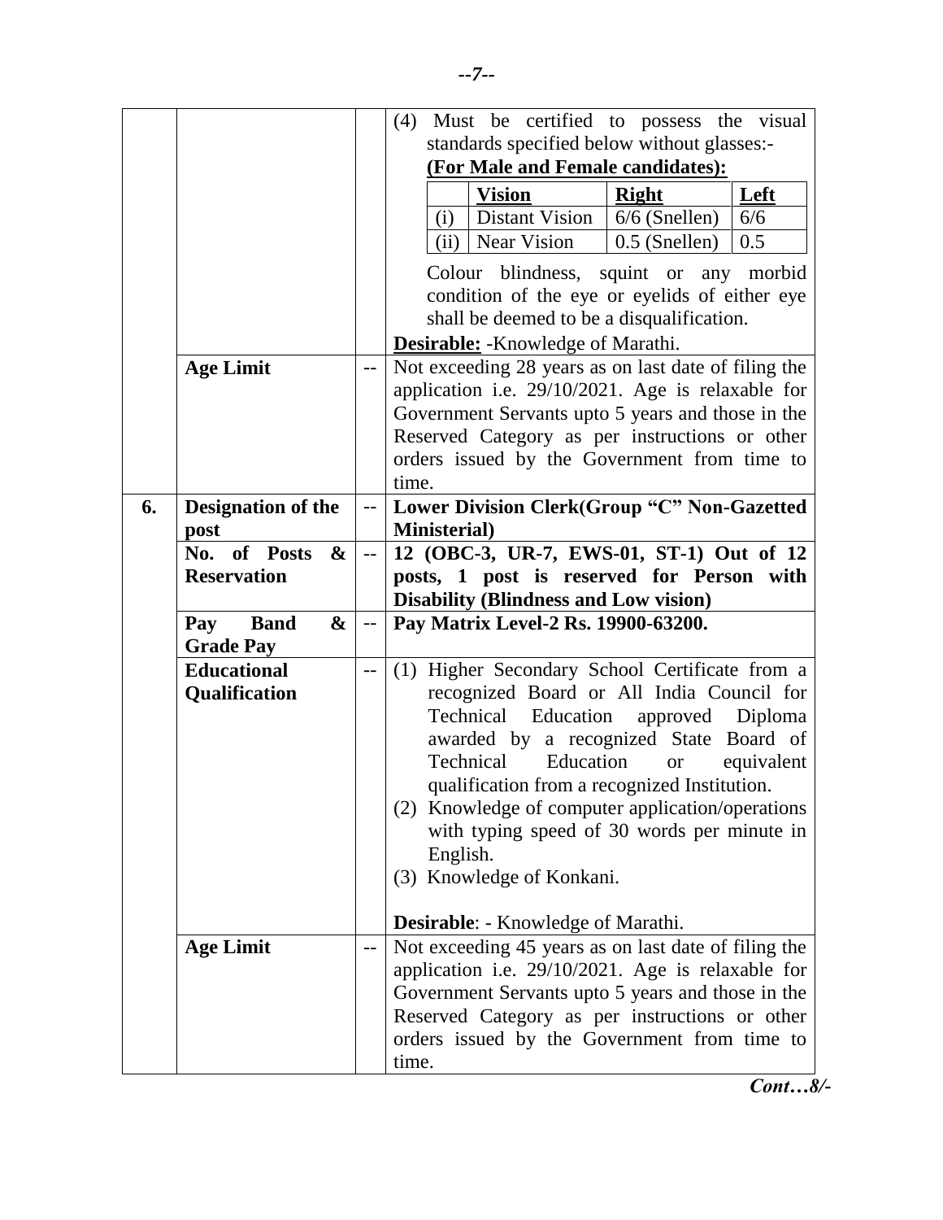| | | | |
|---|---|---|---|
| | | | (4) Must be certified to possess the visual standards specified below without glasses:-<br>**(For Male and Female candidates):**<br><br>\| \| **Vision** \| **Right** \| **Left** \|<br>\| (i) \| Distant Vision \| 6/6 (Snellen) \| 6/6 \|<br>\| (ii) \| Near Vision \| 0.5 (Snellen) \| 0.5 \|<br><br>Colour blindness, squint or any morbid condition of the eye or eyelids of either eye shall be deemed to be a disqualification.<br>**Desirable:** -Knowledge of Marathi. |
| | **Age Limit** | -- | Not exceeding 28 years as on last date of filing the application i.e. 29/10/2021. Age is relaxable for Government Servants upto 5 years and those in the Reserved Category as per instructions or other orders issued by the Government from time to time. |
| **6.** | **Designation of the post** | -- | **Lower Division Clerk(Group "C" Non-Gazetted Ministerial)** |
| | **No. of Posts & Reservation** | -- | **12 (OBC-3, UR-7, EWS-01, ST-1) Out of 12 posts, 1 post is reserved for Person with Disability (Blindness and Low vision)** |
| | **Pay Band & Grade Pay** | -- | **Pay Matrix Level-2 Rs. 19900-63200.** |
| | **Educational Qualification** | -- | (1) Higher Secondary School Certificate from a recognized Board or All India Council for Technical Education approved Diploma awarded by a recognized State Board of Technical Education or equivalent qualification from a recognized Institution.<br>(2) Knowledge of computer application/operations with typing speed of 30 words per minute in English.<br>(3) Knowledge of Konkani.<br><br>**Desirable**: - Knowledge of Marathi. |
| | **Age Limit** | -- | Not exceeding 45 years as on last date of filing the application i.e. 29/10/2021. Age is relaxable for Government Servants upto 5 years and those in the Reserved Category as per instructions or other orders issued by the Government from time to time. |

*Cont…8/-*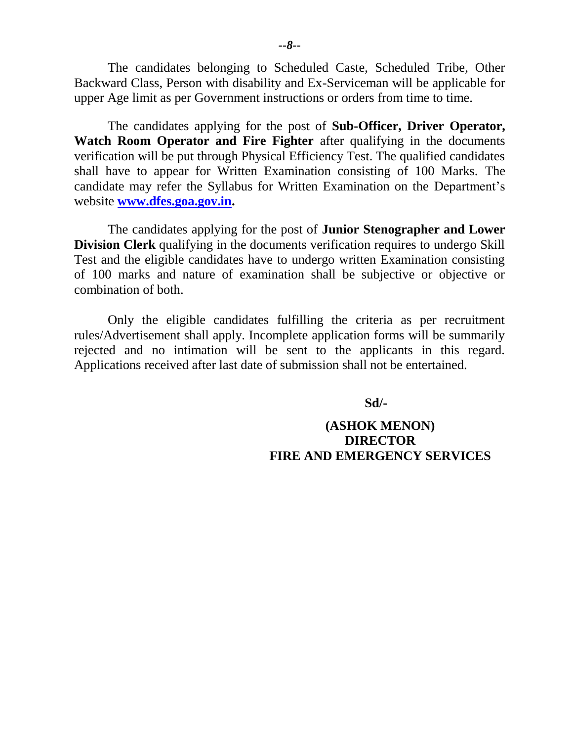The candidates belonging to Scheduled Caste, Scheduled Tribe, Other Backward Class, Person with disability and Ex-Serviceman will be applicable for upper Age limit as per Government instructions or orders from time to time.

The candidates applying for the post of **Sub-Officer, Driver Operator, Watch Room Operator and Fire Fighter** after qualifying in the documents verification will be put through Physical Efficiency Test. The qualified candidates shall have to appear for Written Examination consisting of 100 Marks. The candidate may refer the Syllabus for Written Examination on the Department's website **www.dfes.goa.gov.in.**

The candidates applying for the post of **Junior Stenographer and Lower Division Clerk** qualifying in the documents verification requires to undergo Skill Test and the eligible candidates have to undergo written Examination consisting of 100 marks and nature of examination shall be subjective or objective or combination of both.

Only the eligible candidates fulfilling the criteria as per recruitment rules/Advertisement shall apply. Incomplete application forms will be summarily rejected and no intimation will be sent to the applicants in this regard. Applications received after last date of submission shall not be entertained.

**Sd/-**

**(ASHOK MENON)**
**DIRECTOR**
**FIRE AND EMERGENCY SERVICES**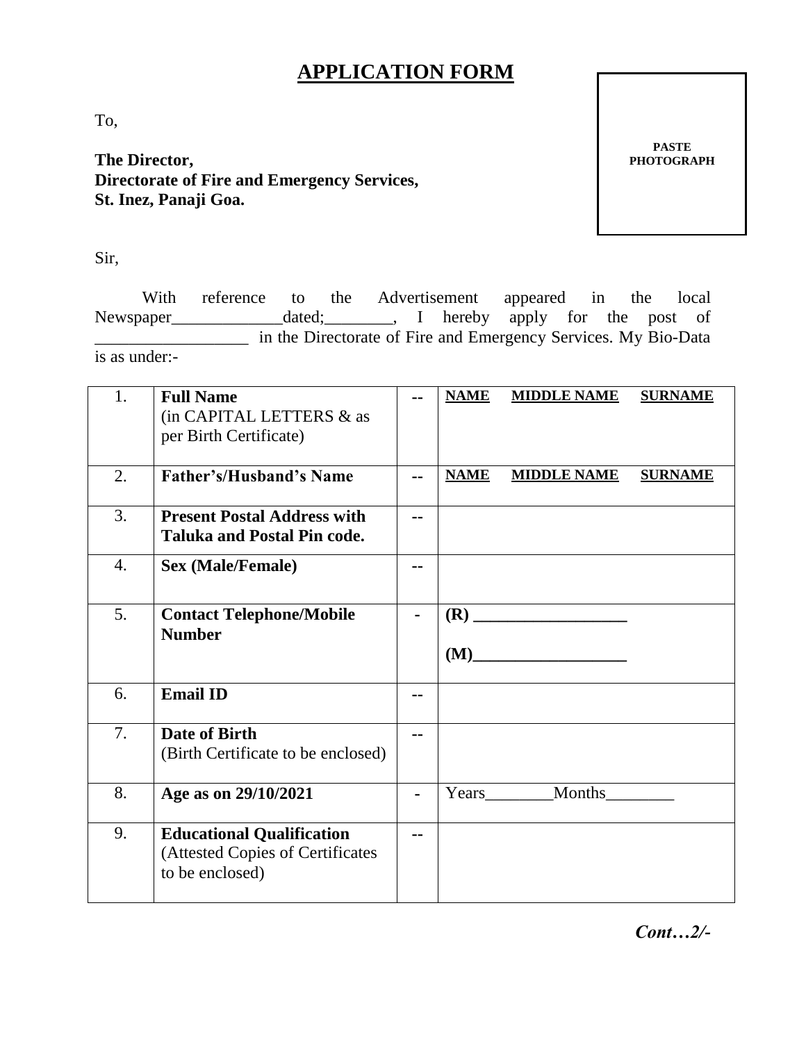# APPLICATION FORM

PASTE PHOTOGRAPH

To,

**The Director,**
**Directorate of Fire and Emergency Services,**
**St. Inez, Panaji Goa.**

Sir,

With reference to the Advertisement appeared in the local Newspaper_____________dated;________, I hereby apply for the post of __________________ in the Directorate of Fire and Emergency Services. My Bio-Data is as under:-

| | | | |
|---|---|---|---|
| 1. | **Full Name** (in CAPITAL LETTERS & as per Birth Certificate) | -- | **NAME** **MIDDLE NAME** **SURNAME** |
| 2. | **Father's/Husband's Name** | -- | **NAME** **MIDDLE NAME** **SURNAME** |
| 3. | **Present Postal Address with Taluka and Postal Pin code.** | -- | |
| 4. | **Sex (Male/Female)** | -- | |
| 5. | **Contact Telephone/Mobile Number** | - | **(R)** __________________ **(M)**__________________ |
| 6. | **Email ID** | -- | |
| 7. | **Date of Birth** (Birth Certificate to be enclosed) | -- | |
| 8. | **Age as on 29/10/2021** | - | Years________Months________ |
| 9. | **Educational Qualification** (Attested Copies of Certificates to be enclosed) | -- | |

***Cont…2/-***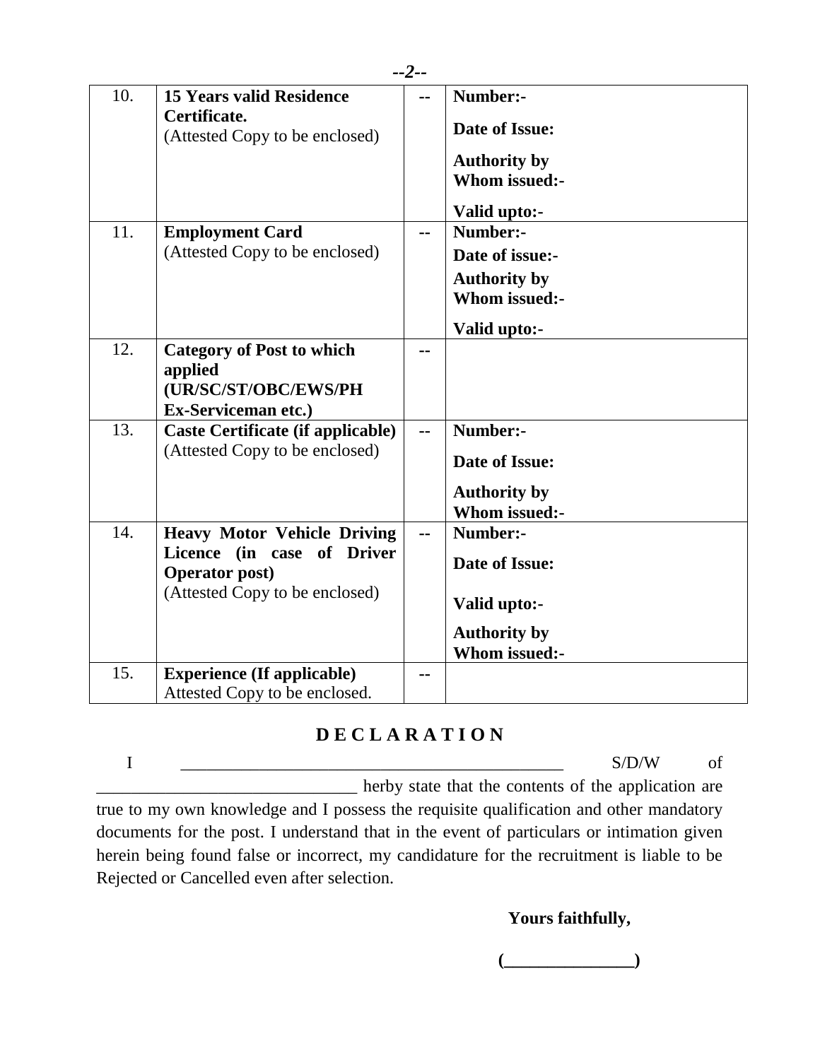| | | | |
|---|---|---|---|
| 10. | **15 Years valid Residence Certificate.**<br>(Attested Copy to be enclosed) | -- | **Number:-**<br>**Date of Issue:**<br>**Authority by Whom issued:-**<br>**Valid upto:-** |
| 11. | **Employment Card**<br>(Attested Copy to be enclosed) | -- | **Number:-**<br>**Date of issue:-**<br>**Authority by Whom issued:-**<br>**Valid upto:-** |
| 12. | **Category of Post to which applied (UR/SC/ST/OBC/EWS/PH Ex-Serviceman etc.)** | -- | |
| 13. | **Caste Certificate (if applicable)**<br>(Attested Copy to be enclosed) | -- | **Number:-**<br>**Date of Issue:**<br>**Authority by Whom issued:-** |
| 14. | **Heavy Motor Vehicle Driving Licence (in case of Driver Operator post)**<br>(Attested Copy to be enclosed) | -- | **Number:-**<br>**Date of Issue:**<br>**Valid upto:-**<br>**Authority by Whom issued:-** |
| 15. | **Experience (If applicable)**<br>Attested Copy to be enclosed. | -- | |

## DECLARATION

I _____________________________________________ S/D/W of ______________________________ herby state that the contents of the application are true to my own knowledge and I possess the requisite qualification and other mandatory documents for the post. I understand that in the event of particulars or intimation given herein being found false or incorrect, my candidature for the recruitment is liable to be Rejected or Cancelled even after selection.

**Yours faithfully,**

**(_______________)**